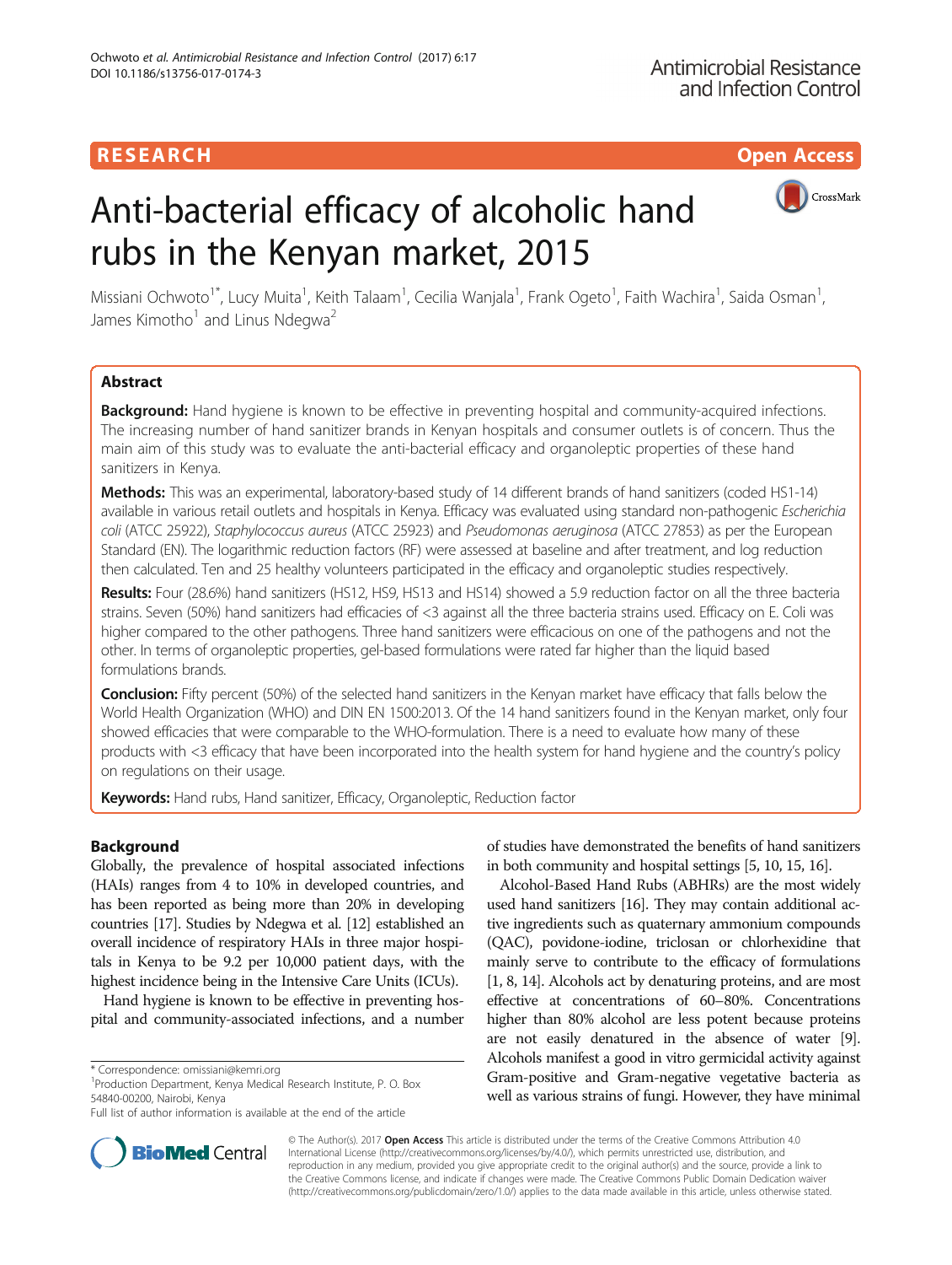**RESEARCH** **Open Access**

# Anti-bacterial efficacy of alcoholic hand rubs in the Kenyan market, 2015

Missiani Ochwoto[1*], Lucy Muita[1], Keith Talaam[1], Cecilia Wanjala[1], Frank Ogeto[1], Faith Wachira[1], Saida Osman[1], James Kimotho[1] and Linus Ndegwa[2]

## Abstract

**Background:** Hand hygiene is known to be effective in preventing hospital and community-acquired infections. The increasing number of hand sanitizer brands in Kenyan hospitals and consumer outlets is of concern. Thus the main aim of this study was to evaluate the anti-bacterial efficacy and organoleptic properties of these hand sanitizers in Kenya.

**Methods:** This was an experimental, laboratory-based study of 14 different brands of hand sanitizers (coded HS1-14) available in various retail outlets and hospitals in Kenya. Efficacy was evaluated using standard non-pathogenic *Escherichia coli* (ATCC 25922), *Staphylococcus aureus* (ATCC 25923) and *Pseudomonas aeruginosa* (ATCC 27853) as per the European Standard (EN). The logarithmic reduction factors (RF) were assessed at baseline and after treatment, and log reduction then calculated. Ten and 25 healthy volunteers participated in the efficacy and organoleptic studies respectively.

**Results:** Four (28.6%) hand sanitizers (HS12, HS9, HS13 and HS14) showed a 5.9 reduction factor on all the three bacteria strains. Seven (50%) hand sanitizers had efficacies of <3 against all the three bacteria strains used. Efficacy on E. Coli was higher compared to the other pathogens. Three hand sanitizers were efficacious on one of the pathogens and not the other. In terms of organoleptic properties, gel-based formulations were rated far higher than the liquid based formulations brands.

**Conclusion:** Fifty percent (50%) of the selected hand sanitizers in the Kenyan market have efficacy that falls below the World Health Organization (WHO) and DIN EN 1500:2013. Of the 14 hand sanitizers found in the Kenyan market, only four showed efficacies that were comparable to the WHO-formulation. There is a need to evaluate how many of these products with <3 efficacy that have been incorporated into the health system for hand hygiene and the country's policy on regulations on their usage.

**Keywords:** Hand rubs, Hand sanitizer, Efficacy, Organoleptic, Reduction factor

## Background

Globally, the prevalence of hospital associated infections (HAIs) ranges from 4 to 10% in developed countries, and has been reported as being more than 20% in developing countries [17]. Studies by Ndegwa et al. [12] established an overall incidence of respiratory HAIs in three major hospitals in Kenya to be 9.2 per 10,000 patient days, with the highest incidence being in the Intensive Care Units (ICUs).

Hand hygiene is known to be effective in preventing hospital and community-associated infections, and a number of studies have demonstrated the benefits of hand sanitizers in both community and hospital settings [5, 10, 15, 16].

Alcohol-Based Hand Rubs (ABHRs) are the most widely used hand sanitizers [16]. They may contain additional active ingredients such as quaternary ammonium compounds (QAC), povidone-iodine, triclosan or chlorhexidine that mainly serve to contribute to the efficacy of formulations [1, 8, 14]. Alcohols act by denaturing proteins, and are most effective at concentrations of 60–80%. Concentrations higher than 80% alcohol are less potent because proteins are not easily denatured in the absence of water [9]. Alcohols manifest a good in vitro germicidal activity against Gram-positive and Gram-negative vegetative bacteria as well as various strains of fungi. However, they have minimal

\* Correspondence: omissiani@kemri.org
[1]Production Department, Kenya Medical Research Institute, P. O. Box 54840-00200, Nairobi, Kenya
Full list of author information is available at the end of the article

© The Author(s). 2017 **Open Access** This article is distributed under the terms of the Creative Commons Attribution 4.0 International License (http://creativecommons.org/licenses/by/4.0/), which permits unrestricted use, distribution, and reproduction in any medium, provided you give appropriate credit to the original author(s) and the source, provide a link to the Creative Commons license, and indicate if changes were made. The Creative Commons Public Domain Dedication waiver (http://creativecommons.org/publicdomain/zero/1.0/) applies to the data made available in this article, unless otherwise stated.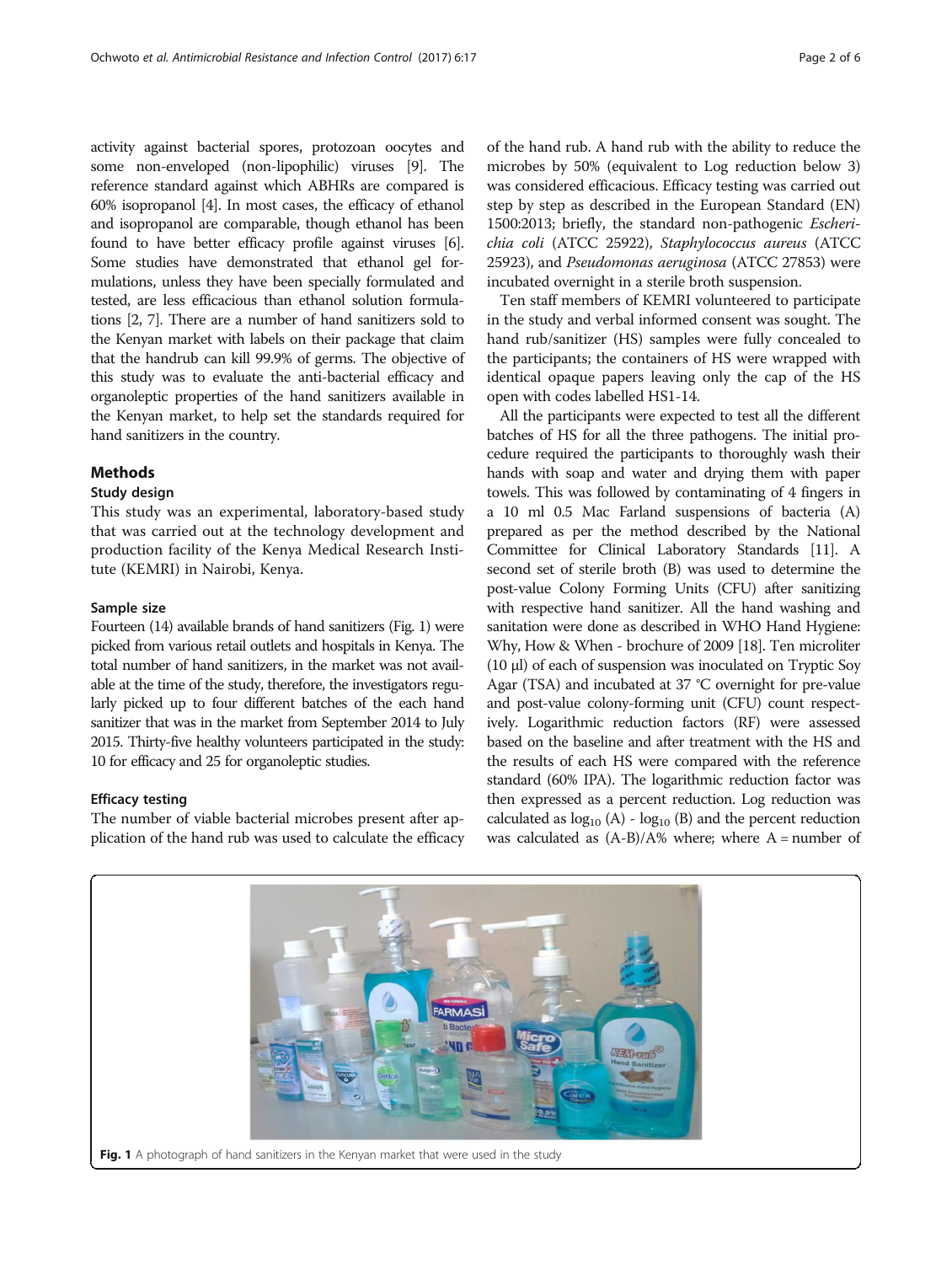activity against bacterial spores, protozoan oocytes and some non-enveloped (non-lipophilic) viruses [9]. The reference standard against which ABHRs are compared is 60% isopropanol [4]. In most cases, the efficacy of ethanol and isopropanol are comparable, though ethanol has been found to have better efficacy profile against viruses [6]. Some studies have demonstrated that ethanol gel formulations, unless they have been specially formulated and tested, are less efficacious than ethanol solution formulations [2, 7]. There are a number of hand sanitizers sold to the Kenyan market with labels on their package that claim that the handrub can kill 99.9% of germs. The objective of this study was to evaluate the anti-bacterial efficacy and organoleptic properties of the hand sanitizers available in the Kenyan market, to help set the standards required for hand sanitizers in the country.

## Methods

### Study design

This study was an experimental, laboratory-based study that was carried out at the technology development and production facility of the Kenya Medical Research Institute (KEMRI) in Nairobi, Kenya.

### Sample size

Fourteen (14) available brands of hand sanitizers (Fig. 1) were picked from various retail outlets and hospitals in Kenya. The total number of hand sanitizers, in the market was not available at the time of the study, therefore, the investigators regularly picked up to four different batches of the each hand sanitizer that was in the market from September 2014 to July 2015. Thirty-five healthy volunteers participated in the study: 10 for efficacy and 25 for organoleptic studies.

### Efficacy testing

The number of viable bacterial microbes present after application of the hand rub was used to calculate the efficacy of the hand rub. A hand rub with the ability to reduce the microbes by 50% (equivalent to Log reduction below 3) was considered efficacious. Efficacy testing was carried out step by step as described in the European Standard (EN) 1500:2013; briefly, the standard non-pathogenic *Escherichia coli* (ATCC 25922), *Staphylococcus aureus* (ATCC 25923), and *Pseudomonas aeruginosa* (ATCC 27853) were incubated overnight in a sterile broth suspension.

Ten staff members of KEMRI volunteered to participate in the study and verbal informed consent was sought. The hand rub/sanitizer (HS) samples were fully concealed to the participants; the containers of HS were wrapped with identical opaque papers leaving only the cap of the HS open with codes labelled HS1-14.

All the participants were expected to test all the different batches of HS for all the three pathogens. The initial procedure required the participants to thoroughly wash their hands with soap and water and drying them with paper towels. This was followed by contaminating of 4 fingers in a 10 ml 0.5 Mac Farland suspensions of bacteria (A) prepared as per the method described by the National Committee for Clinical Laboratory Standards [11]. A second set of sterile broth (B) was used to determine the post-value Colony Forming Units (CFU) after sanitizing with respective hand sanitizer. All the hand washing and sanitation were done as described in WHO Hand Hygiene: Why, How & When - brochure of 2009 [18]. Ten microliter (10 μl) of each of suspension was inoculated on Tryptic Soy Agar (TSA) and incubated at 37 °C overnight for pre-value and post-value colony-forming unit (CFU) count respectively. Logarithmic reduction factors (RF) were assessed based on the baseline and after treatment with the HS and the results of each HS were compared with the reference standard (60% IPA). The logarithmic reduction factor was then expressed as a percent reduction. Log reduction was calculated as $\log_{10}$ (A) - $\log_{10}$ (B) and the percent reduction was calculated as (A-B)/A% where; where A = number of

**Fig. 1** A photograph of hand sanitizers in the Kenyan market that were used in the study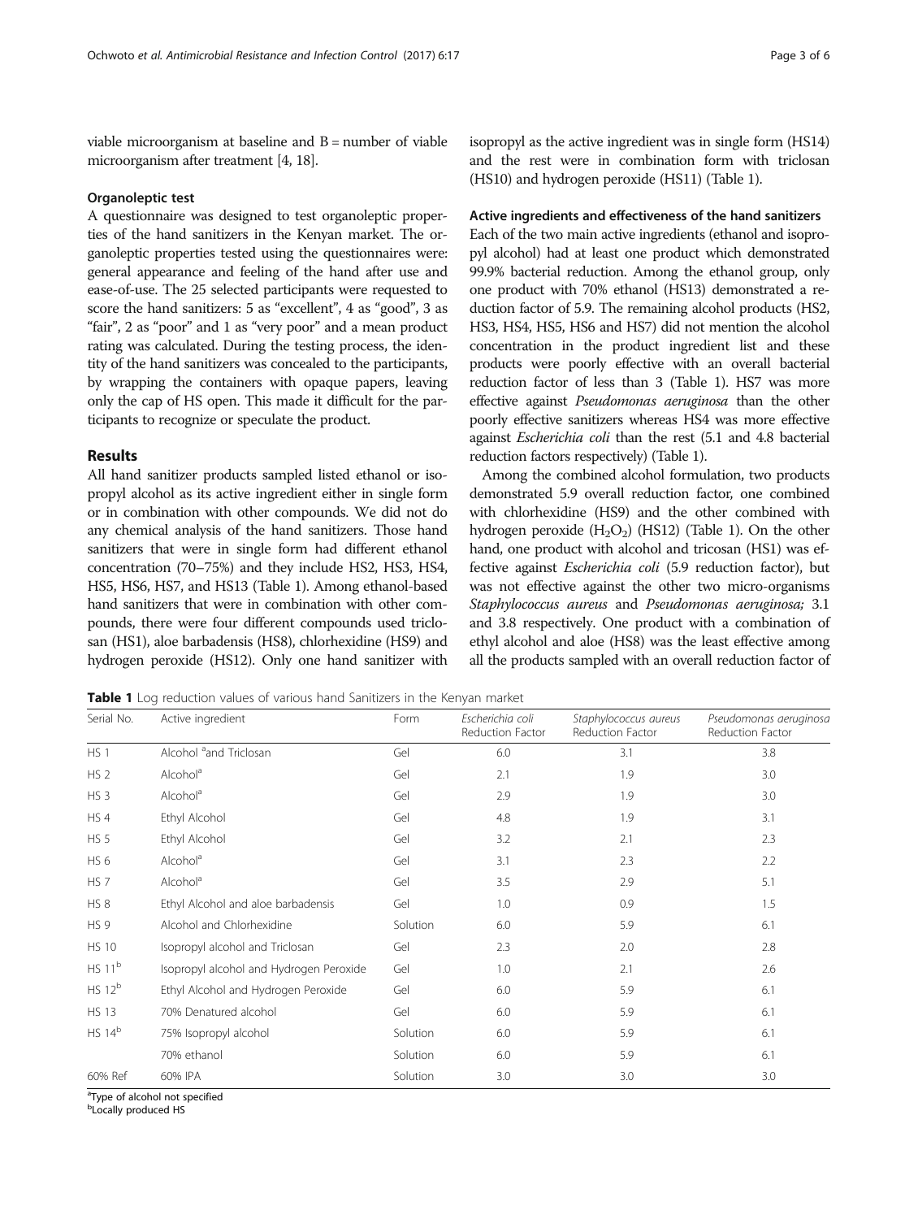viable microorganism at baseline and B = number of viable microorganism after treatment [4, 18].

#### Organoleptic test

A questionnaire was designed to test organoleptic properties of the hand sanitizers in the Kenyan market. The organoleptic properties tested using the questionnaires were: general appearance and feeling of the hand after use and ease-of-use. The 25 selected participants were requested to score the hand sanitizers: 5 as "excellent", 4 as "good", 3 as "fair", 2 as "poor" and 1 as "very poor" and a mean product rating was calculated. During the testing process, the identity of the hand sanitizers was concealed to the participants, by wrapping the containers with opaque papers, leaving only the cap of HS open. This made it difficult for the participants to recognize or speculate the product.

## Results

All hand sanitizer products sampled listed ethanol or isopropyl alcohol as its active ingredient either in single form or in combination with other compounds. We did not do any chemical analysis of the hand sanitizers. Those hand sanitizers that were in single form had different ethanol concentration (70–75%) and they include HS2, HS3, HS4, HS5, HS6, HS7, and HS13 (Table 1). Among ethanol-based hand sanitizers that were in combination with other compounds, there were four different compounds used triclosan (HS1), aloe barbadensis (HS8), chlorhexidine (HS9) and hydrogen peroxide (HS12). Only one hand sanitizer with isopropyl as the active ingredient was in single form (HS14) and the rest were in combination form with triclosan (HS10) and hydrogen peroxide (HS11) (Table 1).

#### Active ingredients and effectiveness of the hand sanitizers

Each of the two main active ingredients (ethanol and isopropyl alcohol) had at least one product which demonstrated 99.9% bacterial reduction. Among the ethanol group, only one product with 70% ethanol (HS13) demonstrated a reduction factor of 5.9. The remaining alcohol products (HS2, HS3, HS4, HS5, HS6 and HS7) did not mention the alcohol concentration in the product ingredient list and these products were poorly effective with an overall bacterial reduction factor of less than 3 (Table 1). HS7 was more effective against *Pseudomonas aeruginosa* than the other poorly effective sanitizers whereas HS4 was more effective against *Escherichia coli* than the rest (5.1 and 4.8 bacterial reduction factors respectively) (Table 1).

Among the combined alcohol formulation, two products demonstrated 5.9 overall reduction factor, one combined with chlorhexidine (HS9) and the other combined with hydrogen peroxide ($H_2O_2$) (HS12) (Table 1). On the other hand, one product with alcohol and tricosan (HS1) was effective against *Escherichia coli* (5.9 reduction factor), but was not effective against the other two micro-organisms *Staphylococcus aureus* and *Pseudomonas aeruginosa;* 3.1 and 3.8 respectively. One product with a combination of ethyl alcohol and aloe (HS8) was the least effective among all the products sampled with an overall reduction factor of

**Table 1** Log reduction values of various hand Sanitizers in the Kenyan market

| Serial No. | Active ingredient | Form | *Escherichia coli* Reduction Factor | *Staphylococcus aureus* Reduction Factor | *Pseudomonas aeruginosa* Reduction Factor |
|---|---|---|---|---|---|
| HS 1 | Alcohol [a]and Triclosan | Gel | 6.0 | 3.1 | 3.8 |
| HS 2 | Alcohol[a] | Gel | 2.1 | 1.9 | 3.0 |
| HS 3 | Alcohol[a] | Gel | 2.9 | 1.9 | 3.0 |
| HS 4 | Ethyl Alcohol | Gel | 4.8 | 1.9 | 3.1 |
| HS 5 | Ethyl Alcohol | Gel | 3.2 | 2.1 | 2.3 |
| HS 6 | Alcohol[a] | Gel | 3.1 | 2.3 | 2.2 |
| HS 7 | Alcohol[a] | Gel | 3.5 | 2.9 | 5.1 |
| HS 8 | Ethyl Alcohol and aloe barbadensis | Gel | 1.0 | 0.9 | 1.5 |
| HS 9 | Alcohol and Chlorhexidine | Solution | 6.0 | 5.9 | 6.1 |
| HS 10 | Isopropyl alcohol and Triclosan | Gel | 2.3 | 2.0 | 2.8 |
| HS 11[b] | Isopropyl alcohol and Hydrogen Peroxide | Gel | 1.0 | 2.1 | 2.6 |
| HS 12[b] | Ethyl Alcohol and Hydrogen Peroxide | Gel | 6.0 | 5.9 | 6.1 |
| HS 13 | 70% Denatured alcohol | Gel | 6.0 | 5.9 | 6.1 |
| HS 14[b] | 75% Isopropyl alcohol | Solution | 6.0 | 5.9 | 6.1 |
| | 70% ethanol | Solution | 6.0 | 5.9 | 6.1 |
| 60% Ref | 60% IPA | Solution | 3.0 | 3.0 | 3.0 |

[a]Type of alcohol not specified
[b]Locally produced HS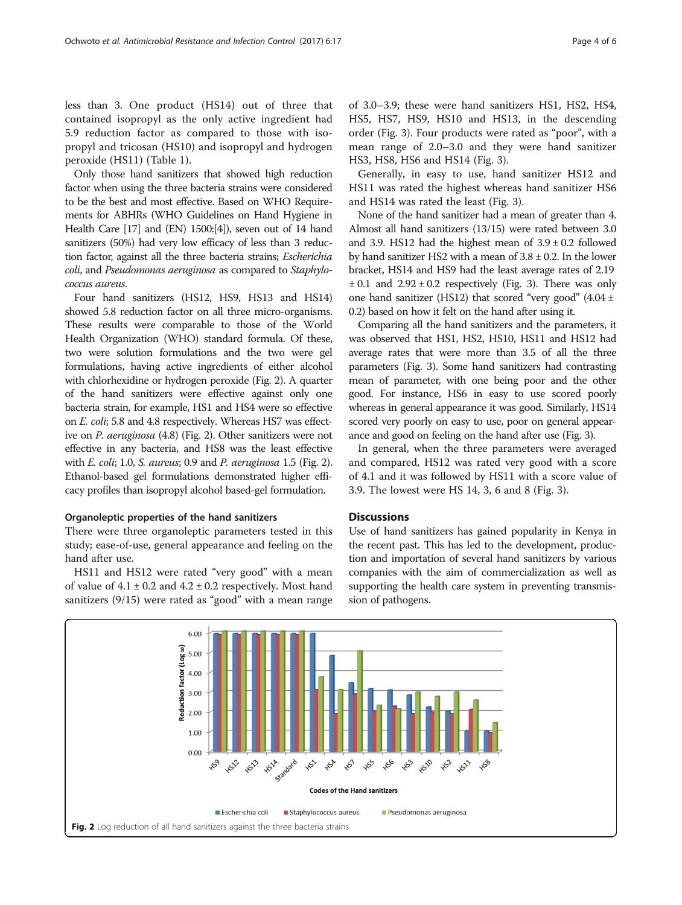less than 3. One product (HS14) out of three that contained isopropyl as the only active ingredient had 5.9 reduction factor as compared to those with isopropyl and tricosan (HS10) and isopropyl and hydrogen peroxide (HS11) (Table 1).

Only those hand sanitizers that showed high reduction factor when using the three bacteria strains were considered to be the best and most effective. Based on WHO Requirements for ABHRs (WHO Guidelines on Hand Hygiene in Health Care [17] and (EN) 1500:[4]), seven out of 14 hand sanitizers (50%) had very low efficacy of less than 3 reduction factor, against all the three bacteria strains; *Escherichia coli*, and *Pseudomonas aeruginosa* as compared to *Staphylococcus aureus*.

Four hand sanitizers (HS12, HS9, HS13 and HS14) showed 5.8 reduction factor on all three micro-organisms. These results were comparable to those of the World Health Organization (WHO) standard formula. Of these, two were solution formulations and the two were gel formulations, having active ingredients of either alcohol with chlorhexidine or hydrogen peroxide (Fig. 2). A quarter of the hand sanitizers were effective against only one bacteria strain, for example, HS1 and HS4 were so effective on *E. coli*; 5.8 and 4.8 respectively. Whereas HS7 was effective on *P. aeruginosa* (4.8) (Fig. 2). Other sanitizers were not effective in any bacteria, and HS8 was the least effective with *E. coli*; 1.0, *S. aureus*; 0.9 and *P. aeruginosa* 1.5 (Fig. 2). Ethanol-based gel formulations demonstrated higher efficacy profiles than isopropyl alcohol based-gel formulation.

### Organoleptic properties of the hand sanitizers

There were three organoleptic parameters tested in this study; ease-of-use, general appearance and feeling on the hand after use.

HS11 and HS12 were rated "very good" with a mean of value of 4.1 ± 0.2 and 4.2 ± 0.2 respectively. Most hand sanitizers (9/15) were rated as "good" with a mean range of 3.0–3.9; these were hand sanitizers HS1, HS2, HS4, HS5, HS7, HS9, HS10 and HS13, in the descending order (Fig. 3). Four products were rated as "poor", with a mean range of 2.0–3.0 and they were hand sanitizer HS3, HS8, HS6 and HS14 (Fig. 3).

Generally, in easy to use, hand sanitizer HS12 and HS11 was rated the highest whereas hand sanitizer HS6 and HS14 was rated the least (Fig. 3).

None of the hand sanitizer had a mean of greater than 4. Almost all hand sanitizers (13/15) were rated between 3.0 and 3.9. HS12 had the highest mean of 3.9 ± 0.2 followed by hand sanitizer HS2 with a mean of 3.8 ± 0.2. In the lower bracket, HS14 and HS9 had the least average rates of 2.19 ± 0.1 and 2.92 ± 0.2 respectively (Fig. 3). There was only one hand sanitizer (HS12) that scored "very good" (4.04 ± 0.2) based on how it felt on the hand after using it.

Comparing all the hand sanitizers and the parameters, it was observed that HS1, HS2, HS10, HS11 and HS12 had average rates that were more than 3.5 of all the three parameters (Fig. 3). Some hand sanitizers had contrasting mean of parameter, with one being poor and the other good. For instance, HS6 in easy to use scored poorly whereas in general appearance it was good. Similarly, HS14 scored very poorly on easy to use, poor on general appearance and good on feeling on the hand after use (Fig. 3).

In general, when the three parameters were averaged and compared, HS12 was rated very good with a score of 4.1 and it was followed by HS11 with a score value of 3.9. The lowest were HS 14, 3, 6 and 8 (Fig. 3).

## Discussions

Use of hand sanitizers has gained popularity in Kenya in the recent past. This has led to the development, production and importation of several hand sanitizers by various companies with the aim of commercialization as well as supporting the health care system in preventing transmission of pathogens.

**Fig. 2** Log reduction of all hand sanitizers against the three bacteria strains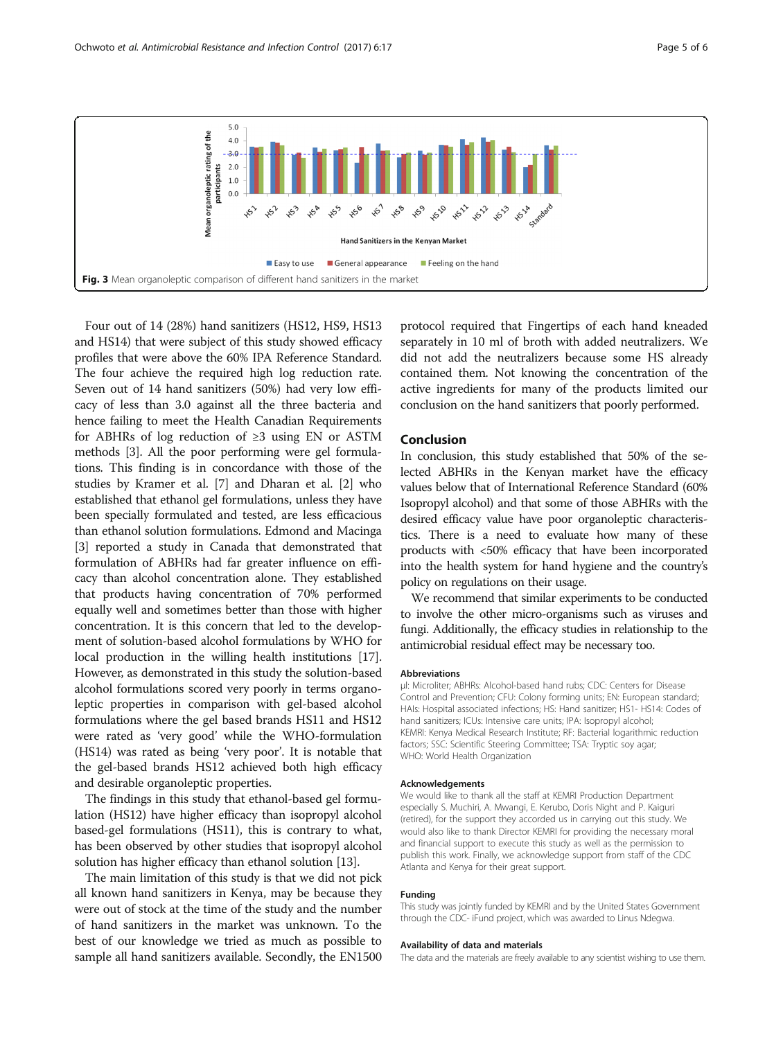Fig. 3 Mean organoleptic comparison of different hand sanitizers in the market

Four out of 14 (28%) hand sanitizers (HS12, HS9, HS13 and HS14) that were subject of this study showed efficacy profiles that were above the 60% IPA Reference Standard. The four achieve the required high log reduction rate. Seven out of 14 hand sanitizers (50%) had very low efficacy of less than 3.0 against all the three bacteria and hence failing to meet the Health Canadian Requirements for ABHRs of log reduction of ≥3 using EN or ASTM methods [3]. All the poor performing were gel formulations. This finding is in concordance with those of the studies by Kramer et al. [7] and Dharan et al. [2] who established that ethanol gel formulations, unless they have been specially formulated and tested, are less efficacious than ethanol solution formulations. Edmond and Macinga [3] reported a study in Canada that demonstrated that formulation of ABHRs had far greater influence on efficacy than alcohol concentration alone. They established that products having concentration of 70% performed equally well and sometimes better than those with higher concentration. It is this concern that led to the development of solution-based alcohol formulations by WHO for local production in the willing health institutions [17]. However, as demonstrated in this study the solution-based alcohol formulations scored very poorly in terms organoleptic properties in comparison with gel-based alcohol formulations where the gel based brands HS11 and HS12 were rated as 'very good' while the WHO-formulation (HS14) was rated as being 'very poor'. It is notable that the gel-based brands HS12 achieved both high efficacy and desirable organoleptic properties.

The findings in this study that ethanol-based gel formulation (HS12) have higher efficacy than isopropyl alcohol based-gel formulations (HS11), this is contrary to what, has been observed by other studies that isopropyl alcohol solution has higher efficacy than ethanol solution [13].

The main limitation of this study is that we did not pick all known hand sanitizers in Kenya, may be because they were out of stock at the time of the study and the number of hand sanitizers in the market was unknown. To the best of our knowledge we tried as much as possible to sample all hand sanitizers available. Secondly, the EN1500 protocol required that Fingertips of each hand kneaded separately in 10 ml of broth with added neutralizers. We did not add the neutralizers because some HS already contained them. Not knowing the concentration of the active ingredients for many of the products limited our conclusion on the hand sanitizers that poorly performed.

## Conclusion

In conclusion, this study established that 50% of the selected ABHRs in the Kenyan market have the efficacy values below that of International Reference Standard (60% Isopropyl alcohol) and that some of those ABHRs with the desired efficacy value have poor organoleptic characteristics. There is a need to evaluate how many of these products with <50% efficacy that have been incorporated into the health system for hand hygiene and the country's policy on regulations on their usage.

We recommend that similar experiments to be conducted to involve the other micro-organisms such as viruses and fungi. Additionally, the efficacy studies in relationship to the antimicrobial residual effect may be necessary too.

### Abbreviations

μl: Microliter; ABHRs: Alcohol-based hand rubs; CDC: Centers for Disease Control and Prevention; CFU: Colony forming units; EN: European standard; HAIs: Hospital associated infections; HS: Hand sanitizer; HS1- HS14: Codes of hand sanitizers; ICUs: Intensive care units; IPA: Isopropyl alcohol; KEMRI: Kenya Medical Research Institute; RF: Bacterial logarithmic reduction factors; SSC: Scientific Steering Committee; TSA: Tryptic soy agar; WHO: World Health Organization

### Acknowledgements

We would like to thank all the staff at KEMRI Production Department especially S. Muchiri, A. Mwangi, E. Kerubo, Doris Night and P. Kaiguri (retired), for the support they accorded us in carrying out this study. We would also like to thank Director KEMRI for providing the necessary moral and financial support to execute this study as well as the permission to publish this work. Finally, we acknowledge support from staff of the CDC Atlanta and Kenya for their great support.

### Funding

This study was jointly funded by KEMRI and by the United States Government through the CDC- iFund project, which was awarded to Linus Ndegwa.

### Availability of data and materials

The data and the materials are freely available to any scientist wishing to use them.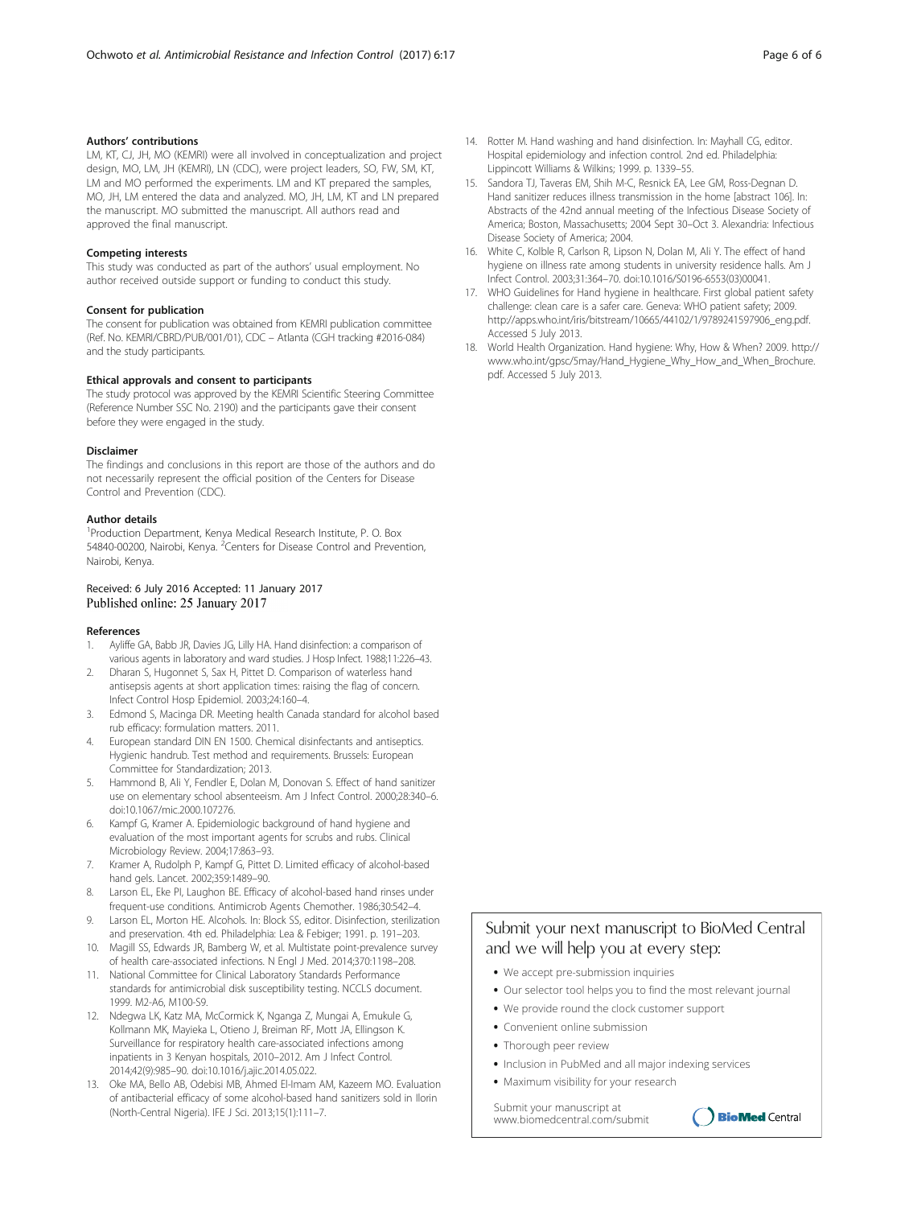#### Authors' contributions

LM, KT, CJ, JH, MO (KEMRI) were all involved in conceptualization and project design, MO, LM, JH (KEMRI), LN (CDC), were project leaders, SO, FW, SM, KT, LM and MO performed the experiments. LM and KT prepared the samples, MO, JH, LM entered the data and analyzed. MO, JH, LM, KT and LN prepared the manuscript. MO submitted the manuscript. All authors read and approved the final manuscript.

#### Competing interests

This study was conducted as part of the authors' usual employment. No author received outside support or funding to conduct this study.

#### Consent for publication

The consent for publication was obtained from KEMRI publication committee (Ref. No. KEMRI/CBRD/PUB/001/01), CDC – Atlanta (CGH tracking #2016-084) and the study participants.

#### Ethical approvals and consent to participants

The study protocol was approved by the KEMRI Scientific Steering Committee (Reference Number SSC No. 2190) and the participants gave their consent before they were engaged in the study.

#### Disclaimer

The findings and conclusions in this report are those of the authors and do not necessarily represent the official position of the Centers for Disease Control and Prevention (CDC).

#### Author details

[1]Production Department, Kenya Medical Research Institute, P. O. Box 54840-00200, Nairobi, Kenya. [2]Centers for Disease Control and Prevention, Nairobi, Kenya.

Received: 6 July 2016 Accepted: 11 January 2017
Published online: 25 January 2017

#### References

1. Ayliffe GA, Babb JR, Davies JG, Lilly HA. Hand disinfection: a comparison of various agents in laboratory and ward studies. J Hosp Infect. 1988;11:226–43.
2. Dharan S, Hugonnet S, Sax H, Pittet D. Comparison of waterless hand antisepsis agents at short application times: raising the flag of concern. Infect Control Hosp Epidemiol. 2003;24:160–4.
3. Edmond S, Macinga DR. Meeting health Canada standard for alcohol based rub efficacy: formulation matters. 2011.
4. European standard DIN EN 1500. Chemical disinfectants and antiseptics. Hygienic handrub. Test method and requirements. Brussels: European Committee for Standardization; 2013.
5. Hammond B, Ali Y, Fendler E, Dolan M, Donovan S. Effect of hand sanitizer use on elementary school absenteeism. Am J Infect Control. 2000;28:340–6. doi:10.1067/mic.2000.107276.
6. Kampf G, Kramer A. Epidemiologic background of hand hygiene and evaluation of the most important agents for scrubs and rubs. Clinical Microbiology Review. 2004;17:863–93.
7. Kramer A, Rudolph P, Kampf G, Pittet D. Limited efficacy of alcohol-based hand gels. Lancet. 2002;359:1489–90.
8. Larson EL, Eke PI, Laughon BE. Efficacy of alcohol-based hand rinses under frequent-use conditions. Antimicrob Agents Chemother. 1986;30:542–4.
9. Larson EL, Morton HE. Alcohols. In: Block SS, editor. Disinfection, sterilization and preservation. 4th ed. Philadelphia: Lea & Febiger; 1991. p. 191–203.
10. Magill SS, Edwards JR, Bamberg W, et al. Multistate point-prevalence survey of health care-associated infections. N Engl J Med. 2014;370:1198–208.
11. National Committee for Clinical Laboratory Standards Performance standards for antimicrobial disk susceptibility testing. NCCLS document. 1999. M2-A6, M100-S9.
12. Ndegwa LK, Katz MA, McCormick K, Nganga Z, Mungai A, Emukule G, Kollmann MK, Mayieka L, Otieno J, Breiman RF, Mott JA, Ellingson K. Surveillance for respiratory health care-associated infections among inpatients in 3 Kenyan hospitals, 2010–2012. Am J Infect Control. 2014;42(9):985–90. doi:10.1016/j.ajic.2014.05.022.
13. Oke MA, Bello AB, Odebisi MB, Ahmed El-Imam AM, Kazeem MO. Evaluation of antibacterial efficacy of some alcohol-based hand sanitizers sold in Ilorin (North-Central Nigeria). IFE J Sci. 2013;15(1):111–7.
14. Rotter M. Hand washing and hand disinfection. In: Mayhall CG, editor. Hospital epidemiology and infection control. 2nd ed. Philadelphia: Lippincott Williams & Wilkins; 1999. p. 1339–55.
15. Sandora TJ, Taveras EM, Shih M-C, Resnick EA, Lee GM, Ross-Degnan D. Hand sanitizer reduces illness transmission in the home [abstract 106]. In: Abstracts of the 42nd annual meeting of the Infectious Disease Society of America; Boston, Massachusetts; 2004 Sept 30–Oct 3. Alexandria: Infectious Disease Society of America; 2004.
16. White C, Kolble R, Carlson R, Lipson N, Dolan M, Ali Y. The effect of hand hygiene on illness rate among students in university residence halls. Am J Infect Control. 2003;31:364–70. doi:10.1016/S0196-6553(03)00041.
17. WHO Guidelines for Hand hygiene in healthcare. First global patient safety challenge: clean care is a safer care. Geneva: WHO patient safety; 2009. http://apps.who.int/iris/bitstream/10665/44102/1/9789241597906_eng.pdf. Accessed 5 July 2013.
18. World Health Organization. Hand hygiene: Why, How & When? 2009. http://www.who.int/gpsc/5may/Hand_Hygiene_Why_How_and_When_Brochure.pdf. Accessed 5 July 2013.

Submit your next manuscript to BioMed Central and we will help you at every step:

- We accept pre-submission inquiries
- Our selector tool helps you to find the most relevant journal
- We provide round the clock customer support
- Convenient online submission
- Thorough peer review
- Inclusion in PubMed and all major indexing services
- Maximum visibility for your research

Submit your manuscript at
www.biomedcentral.com/submit

BioMed Central